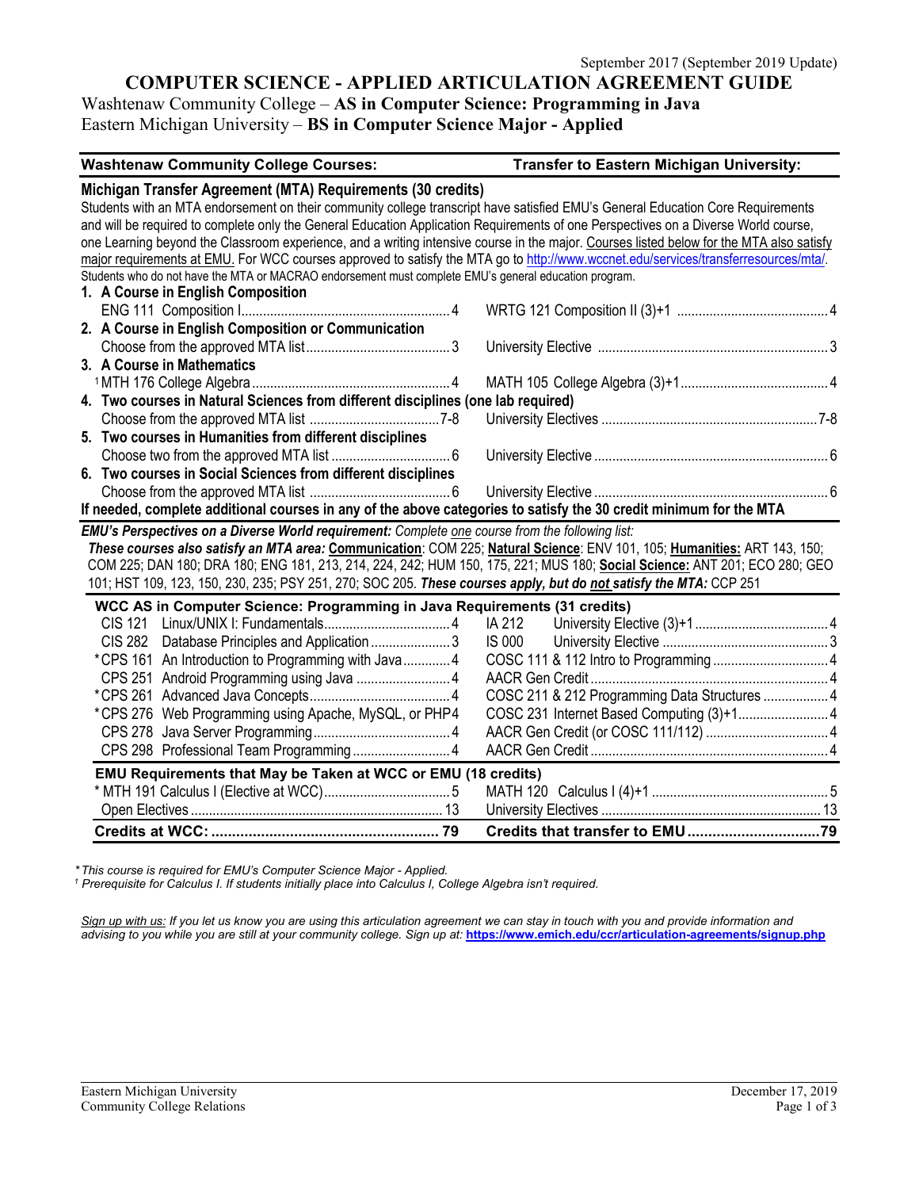September 2017 (September 2019 Update)

# COMPUTER SCIENCE - APPLIED ARTICULATION AGREEMENT GUIDE

## Washtenaw Community College – AS in Computer Science: Programming in Java
## Eastern Michigan University – BS in Computer Science Major - Applied

| Washtenaw Community College Courses: | Transfer to Eastern Michigan University: |
|---|---|

### Michigan Transfer Agreement (MTA) Requirements (30 credits)

Students with an MTA endorsement on their community college transcript have satisfied EMU's General Education Core Requirements and will be required to complete only the General Education Application Requirements of one Perspectives on a Diverse World course, one Learning beyond the Classroom experience, and a writing intensive course in the major. Courses listed below for the MTA also satisfy major requirements at EMU. For WCC courses approved to satisfy the MTA go to http://www.wccnet.edu/services/transferresources/mta/.

Students who do not have the MTA or MACRAO endorsement must complete EMU's general education program.

| Washtenaw Community College Courses | | Transfer to Eastern Michigan University | |
|---|---|---|---|
| **1. A Course in English Composition** | | | |
| ENG 111 Composition I | 4 | WRTG 121 Composition II (3)+1 | 4 |
| **2. A Course in English Composition or Communication** | | | |
| Choose from the approved MTA list | 3 | University Elective | 3 |
| **3. A Course in Mathematics** | | | |
| [1]MTH 176 College Algebra | 4 | MATH 105 College Algebra (3)+1 | 4 |
| **4. Two courses in Natural Sciences from different disciplines (one lab required)** | | | |
| Choose from the approved MTA list | 7-8 | University Electives | 7-8 |
| **5. Two courses in Humanities from different disciplines** | | | |
| Choose two from the approved MTA list | 6 | University Elective | 6 |
| **6. Two courses in Social Sciences from different disciplines** | | | |
| Choose from the approved MTA list | 6 | University Elective | 6 |

**If needed, complete additional courses in any of the above categories to satisfy the 30 credit minimum for the MTA**

***EMU's Perspectives on a Diverse World requirement:*** *Complete one course from the following list:*
***These courses also satisfy an MTA area:*** **Communication**: COM 225; **Natural Science**: ENV 101, 105; **Humanities:** ART 143, 150; COM 225; DAN 180; DRA 180; ENG 181, 213, 214, 224, 242; HUM 150, 175, 221; MUS 180; **Social Science:** ANT 201; ECO 280; GEO 101; HST 109, 123, 150, 230, 235; PSY 251, 270; SOC 205. ***These courses apply, but do not satisfy the MTA:*** CCP 251

### WCC AS in Computer Science: Programming in Java Requirements (31 credits)

| WCC Course | Credits | EMU Transfer | Credits |
|---|---|---|---|
| CIS 121 Linux/UNIX I: Fundamentals | 4 | IA 212 University Elective (3)+1 | 4 |
| CIS 282 Database Principles and Application | 3 | IS 000 University Elective | 3 |
| *CPS 161 An Introduction to Programming with Java | 4 | COSC 111 & 112 Intro to Programming | 4 |
| CPS 251 Android Programming using Java | 4 | AACR Gen Credit | 4 |
| *CPS 261 Advanced Java Concepts | 4 | COSC 211 & 212 Programming Data Structures | 4 |
| *CPS 276 Web Programming using Apache, MySQL, or PHP | 4 | COSC 231 Internet Based Computing (3)+1 | 4 |
| CPS 278 Java Server Programming | 4 | AACR Gen Credit (or COSC 111/112) | 4 |
| CPS 298 Professional Team Programming | 4 | AACR Gen Credit | 4 |

### EMU Requirements that May be Taken at WCC or EMU (18 credits)

| WCC Course | Credits | EMU Transfer | Credits |
|---|---|---|---|
| * MTH 191 Calculus I (Elective at WCC) | 5 | MATH 120 Calculus I (4)+1 | 5 |
| Open Electives | 13 | University Electives | 13 |
| **Credits at WCC:** | **79** | **Credits that transfer to EMU** | **79** |

*\* This course is required for EMU's Computer Science Major - Applied.*
*[1] Prerequisite for Calculus I. If students initially place into Calculus I, College Algebra isn't required.*

*Sign up with us: If you let us know you are using this articulation agreement we can stay in touch with you and provide information and advising to you while you are still at your community college. Sign up at:* **https://www.emich.edu/ccr/articulation-agreements/signup.php**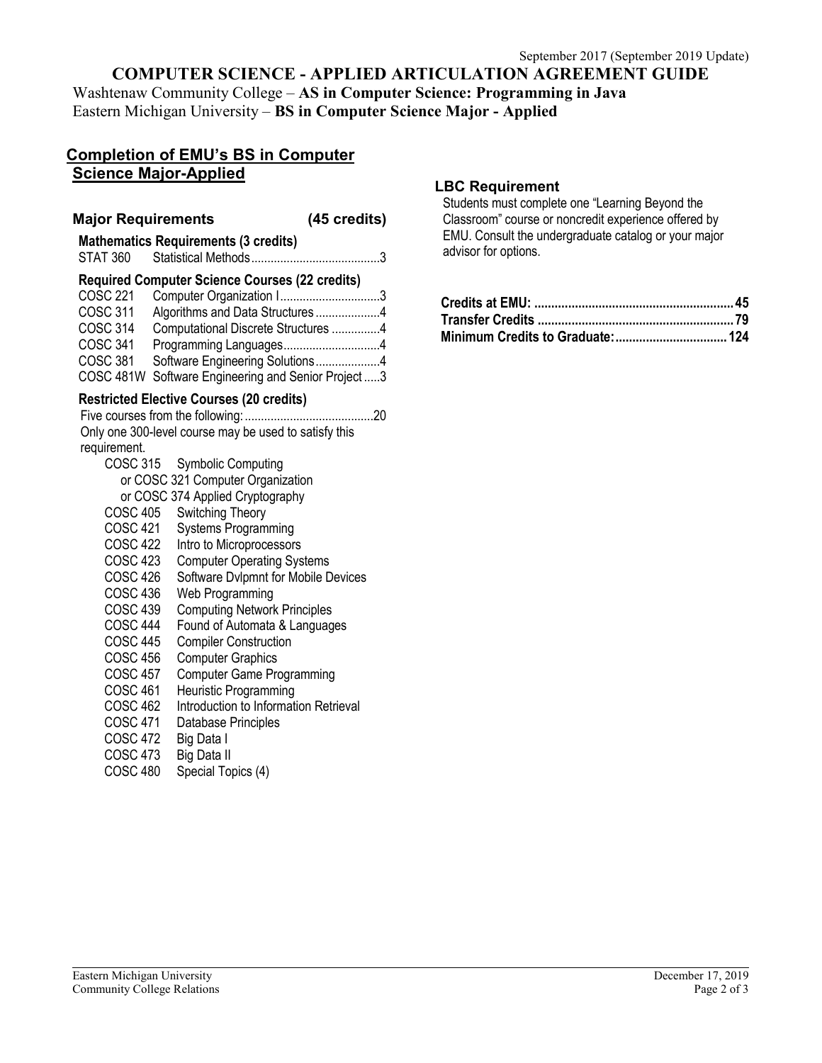September 2017 (September 2019 Update)

# COMPUTER SCIENCE - APPLIED ARTICULATION AGREEMENT GUIDE

Washtenaw Community College – **AS in Computer Science: Programming in Java**
Eastern Michigan University – **BS in Computer Science Major - Applied**

## Completion of EMU's BS in Computer Science Major-Applied

### Major Requirements (45 credits)

**Mathematics Requirements (3 credits)**

STAT 360 Statistical Methods........................................3

**Required Computer Science Courses (22 credits)**

COSC 221 Computer Organization I...............................3
COSC 311 Algorithms and Data Structures....................4
COSC 314 Computational Discrete Structures ...............4
COSC 341 Programming Languages..............................4
COSC 381 Software Engineering Solutions....................4
COSC 481W Software Engineering and Senior Project .....3

**Restricted Elective Courses (20 credits)**

Five courses from the following:........................................20
Only one 300-level course may be used to satisfy this requirement.

- COSC 315 Symbolic Computing
  - or COSC 321 Computer Organization
  - or COSC 374 Applied Cryptography
- COSC 405 Switching Theory
- COSC 421 Systems Programming
- COSC 422 Intro to Microprocessors
- COSC 423 Computer Operating Systems
- COSC 426 Software Dvlpmnt for Mobile Devices
- COSC 436 Web Programming
- COSC 439 Computing Network Principles
- COSC 444 Found of Automata & Languages
- COSC 445 Compiler Construction
- COSC 456 Computer Graphics
- COSC 457 Computer Game Programming
- COSC 461 Heuristic Programming
- COSC 462 Introduction to Information Retrieval
- COSC 471 Database Principles
- COSC 472 Big Data I
- COSC 473 Big Data II
- COSC 480 Special Topics (4)

### LBC Requirement

Students must complete one "Learning Beyond the Classroom" course or noncredit experience offered by EMU. Consult the undergraduate catalog or your major advisor for options.

**Credits at EMU: ...........................................................45**
**Transfer Credits ..........................................................79**
**Minimum Credits to Graduate:.................................124**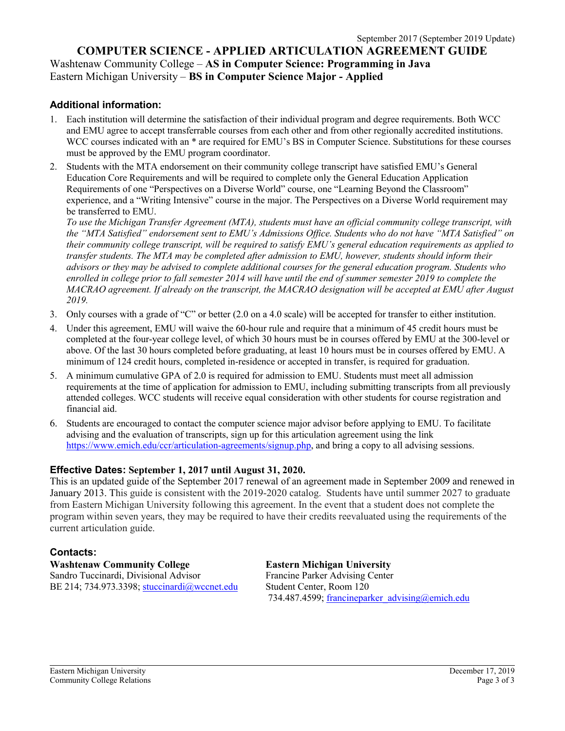September 2017 (September 2019 Update)

# COMPUTER SCIENCE - APPLIED ARTICULATION AGREEMENT GUIDE

Washtenaw Community College – **AS in Computer Science: Programming in Java**
Eastern Michigan University – **BS in Computer Science Major - Applied**

## Additional information:

1. Each institution will determine the satisfaction of their individual program and degree requirements. Both WCC and EMU agree to accept transferrable courses from each other and from other regionally accredited institutions. WCC courses indicated with an * are required for EMU's BS in Computer Science. Substitutions for these courses must be approved by the EMU program coordinator.
2. Students with the MTA endorsement on their community college transcript have satisfied EMU's General Education Core Requirements and will be required to complete only the General Education Application Requirements of one "Perspectives on a Diverse World" course, one "Learning Beyond the Classroom" experience, and a "Writing Intensive" course in the major. The Perspectives on a Diverse World requirement may be transferred to EMU.
   *To use the Michigan Transfer Agreement (MTA), students must have an official community college transcript, with the "MTA Satisfied" endorsement sent to EMU's Admissions Office. Students who do not have "MTA Satisfied" on their community college transcript, will be required to satisfy EMU's general education requirements as applied to transfer students. The MTA may be completed after admission to EMU, however, students should inform their advisors or they may be advised to complete additional courses for the general education program. Students who enrolled in college prior to fall semester 2014 will have until the end of summer semester 2019 to complete the MACRAO agreement. If already on the transcript, the MACRAO designation will be accepted at EMU after August 2019.*
3. Only courses with a grade of "C" or better (2.0 on a 4.0 scale) will be accepted for transfer to either institution.
4. Under this agreement, EMU will waive the 60-hour rule and require that a minimum of 45 credit hours must be completed at the four-year college level, of which 30 hours must be in courses offered by EMU at the 300-level or above. Of the last 30 hours completed before graduating, at least 10 hours must be in courses offered by EMU. A minimum of 124 credit hours, completed in-residence or accepted in transfer, is required for graduation.
5. A minimum cumulative GPA of 2.0 is required for admission to EMU. Students must meet all admission requirements at the time of application for admission to EMU, including submitting transcripts from all previously attended colleges. WCC students will receive equal consideration with other students for course registration and financial aid.
6. Students are encouraged to contact the computer science major advisor before applying to EMU. To facilitate advising and the evaluation of transcripts, sign up for this articulation agreement using the link https://www.emich.edu/ccr/articulation-agreements/signup.php, and bring a copy to all advising sessions.

## Effective Dates: September 1, 2017 until August 31, 2020.

This is an updated guide of the September 2017 renewal of an agreement made in September 2009 and renewed in January 2013. This guide is consistent with the 2019-2020 catalog. Students have until summer 2027 to graduate from Eastern Michigan University following this agreement. In the event that a student does not complete the program within seven years, they may be required to have their credits reevaluated using the requirements of the current articulation guide.

## Contacts:

**Washtenaw Community College**
Sandro Tuccinardi, Divisional Advisor
BE 214; 734.973.3398; stuccinardi@wccnet.edu

**Eastern Michigan University**
Francine Parker Advising Center
Student Center, Room 120
734.487.4599; francineparker_advising@emich.edu